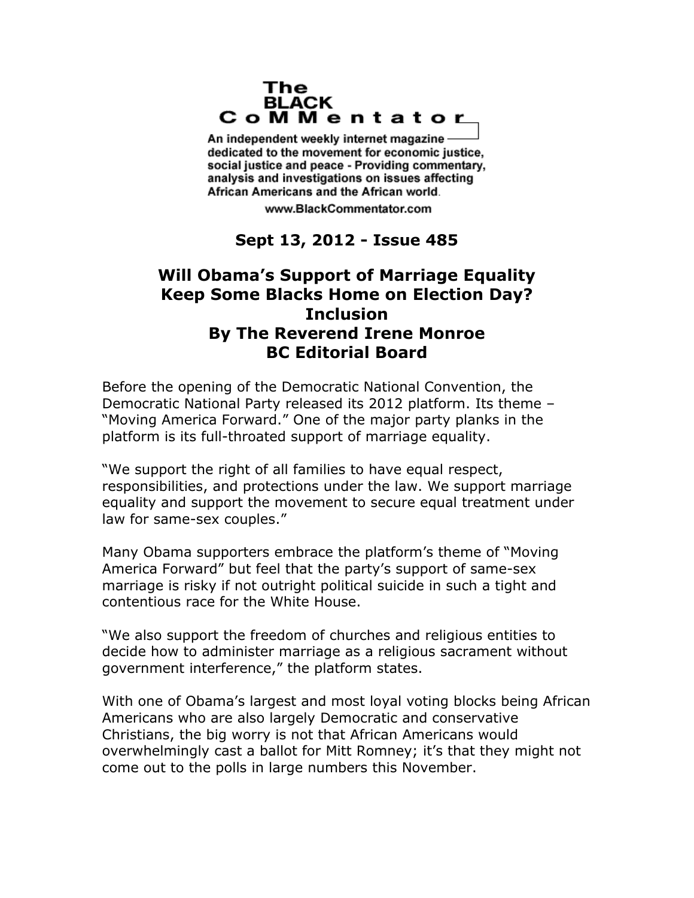The BLACK CoMMentator

An independent weekly internet magazine dedicated to the movement for economic justice, social justice and peace - Providing commentary, analysis and investigations on issues affecting African Americans and the African world.

www.BlackCommentator.com

**Sept 13, 2012 - Issue 485**

# Will Obama's Support of Marriage Equality Keep Some Blacks Home on Election Day?

## Inclusion

**By The Reverend Irene Monroe**
**BC Editorial Board**

Before the opening of the Democratic National Convention, the Democratic National Party released its 2012 platform. Its theme – "Moving America Forward." One of the major party planks in the platform is its full-throated support of marriage equality.

"We support the right of all families to have equal respect, responsibilities, and protections under the law. We support marriage equality and support the movement to secure equal treatment under law for same-sex couples."

Many Obama supporters embrace the platform's theme of "Moving America Forward" but feel that the party's support of same-sex marriage is risky if not outright political suicide in such a tight and contentious race for the White House.

"We also support the freedom of churches and religious entities to decide how to administer marriage as a religious sacrament without government interference," the platform states.

With one of Obama's largest and most loyal voting blocks being African Americans who are also largely Democratic and conservative Christians, the big worry is not that African Americans would overwhelmingly cast a ballot for Mitt Romney; it's that they might not come out to the polls in large numbers this November.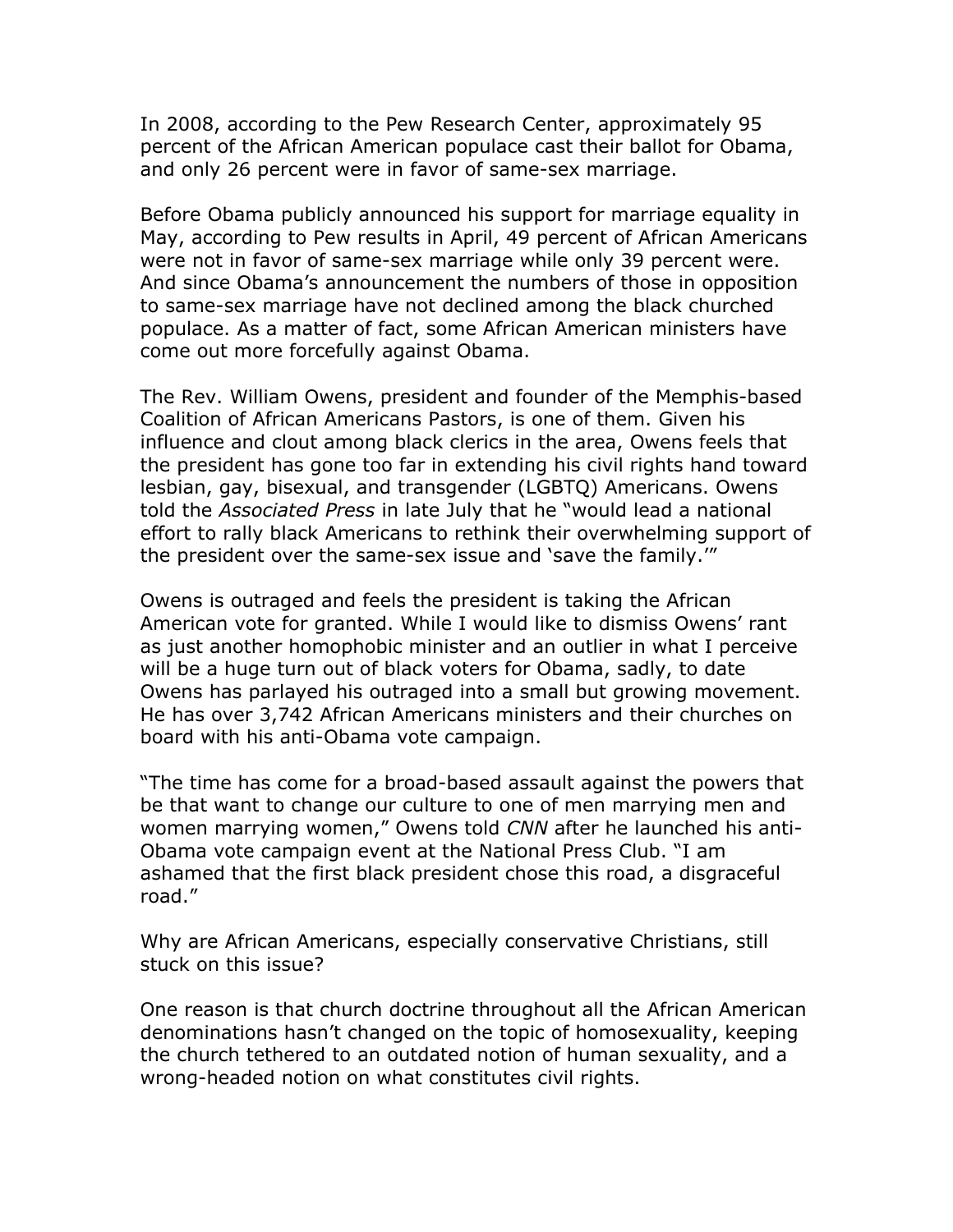In 2008, according to the Pew Research Center, approximately 95 percent of the African American populace cast their ballot for Obama, and only 26 percent were in favor of same-sex marriage.

Before Obama publicly announced his support for marriage equality in May, according to Pew results in April, 49 percent of African Americans were not in favor of same-sex marriage while only 39 percent were. And since Obama's announcement the numbers of those in opposition to same-sex marriage have not declined among the black churched populace. As a matter of fact, some African American ministers have come out more forcefully against Obama.

The Rev. William Owens, president and founder of the Memphis-based Coalition of African Americans Pastors, is one of them. Given his influence and clout among black clerics in the area, Owens feels that the president has gone too far in extending his civil rights hand toward lesbian, gay, bisexual, and transgender (LGBTQ) Americans. Owens told the *Associated Press* in late July that he "would lead a national effort to rally black Americans to rethink their overwhelming support of the president over the same-sex issue and 'save the family.'"

Owens is outraged and feels the president is taking the African American vote for granted. While I would like to dismiss Owens' rant as just another homophobic minister and an outlier in what I perceive will be a huge turn out of black voters for Obama, sadly, to date Owens has parlayed his outraged into a small but growing movement. He has over 3,742 African Americans ministers and their churches on board with his anti-Obama vote campaign.

"The time has come for a broad-based assault against the powers that be that want to change our culture to one of men marrying men and women marrying women," Owens told *CNN* after he launched his anti-Obama vote campaign event at the National Press Club. "I am ashamed that the first black president chose this road, a disgraceful road."

Why are African Americans, especially conservative Christians, still stuck on this issue?

One reason is that church doctrine throughout all the African American denominations hasn't changed on the topic of homosexuality, keeping the church tethered to an outdated notion of human sexuality, and a wrong-headed notion on what constitutes civil rights.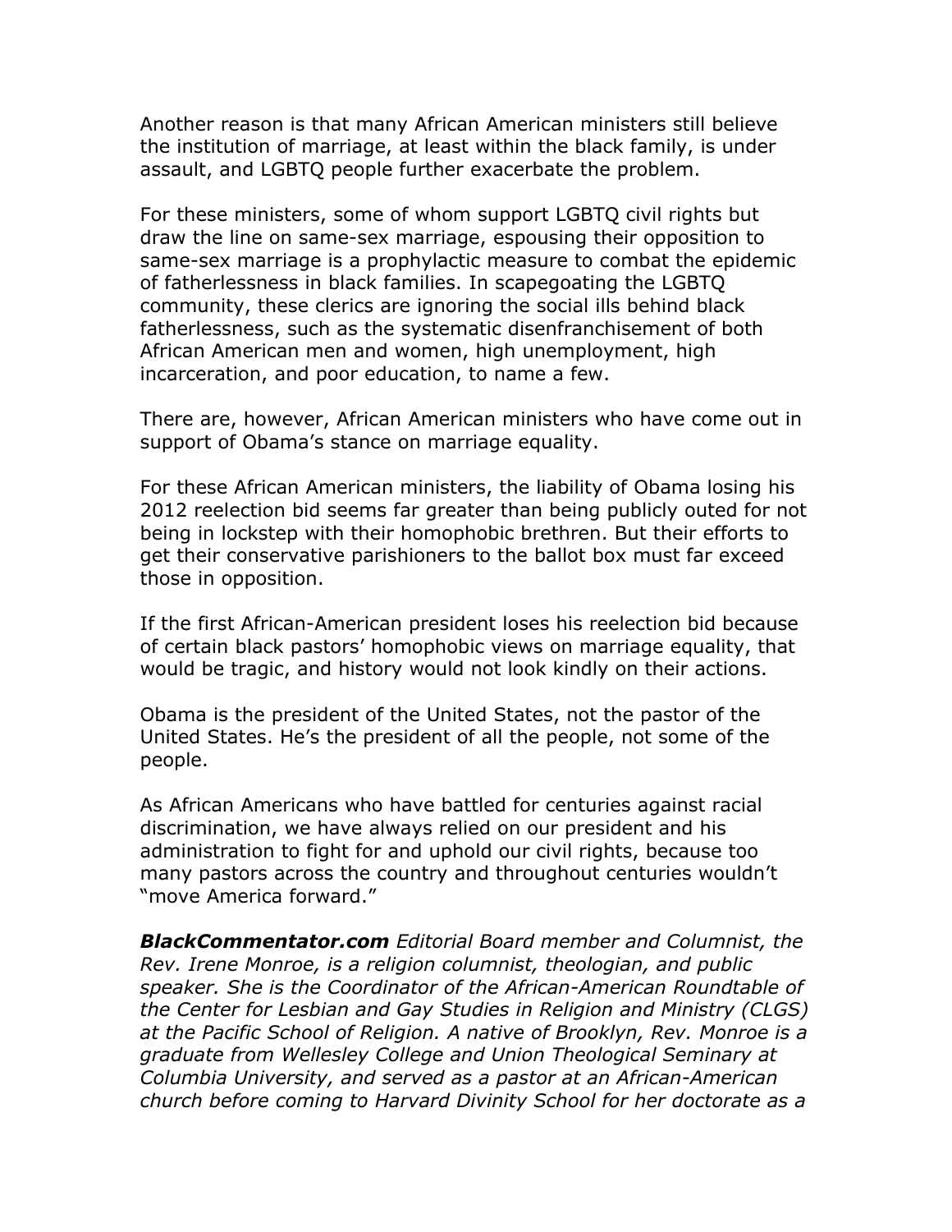Another reason is that many African American ministers still believe the institution of marriage, at least within the black family, is under assault, and LGBTQ people further exacerbate the problem.

For these ministers, some of whom support LGBTQ civil rights but draw the line on same-sex marriage, espousing their opposition to same-sex marriage is a prophylactic measure to combat the epidemic of fatherlessness in black families. In scapegoating the LGBTQ community, these clerics are ignoring the social ills behind black fatherlessness, such as the systematic disenfranchisement of both African American men and women, high unemployment, high incarceration, and poor education, to name a few.

There are, however, African American ministers who have come out in support of Obama's stance on marriage equality.

For these African American ministers, the liability of Obama losing his 2012 reelection bid seems far greater than being publicly outed for not being in lockstep with their homophobic brethren. But their efforts to get their conservative parishioners to the ballot box must far exceed those in opposition.

If the first African-American president loses his reelection bid because of certain black pastors' homophobic views on marriage equality, that would be tragic, and history would not look kindly on their actions.

Obama is the president of the United States, not the pastor of the United States. He's the president of all the people, not some of the people.

As African Americans who have battled for centuries against racial discrimination, we have always relied on our president and his administration to fight for and uphold our civil rights, because too many pastors across the country and throughout centuries wouldn't "move America forward."

***BlackCommentator.com*** *Editorial Board member and Columnist, the Rev. Irene Monroe, is a religion columnist, theologian, and public speaker. She is the Coordinator of the African-American Roundtable of the Center for Lesbian and Gay Studies in Religion and Ministry (CLGS) at the Pacific School of Religion. A native of Brooklyn, Rev. Monroe is a graduate from Wellesley College and Union Theological Seminary at Columbia University, and served as a pastor at an African-American church before coming to Harvard Divinity School for her doctorate as a*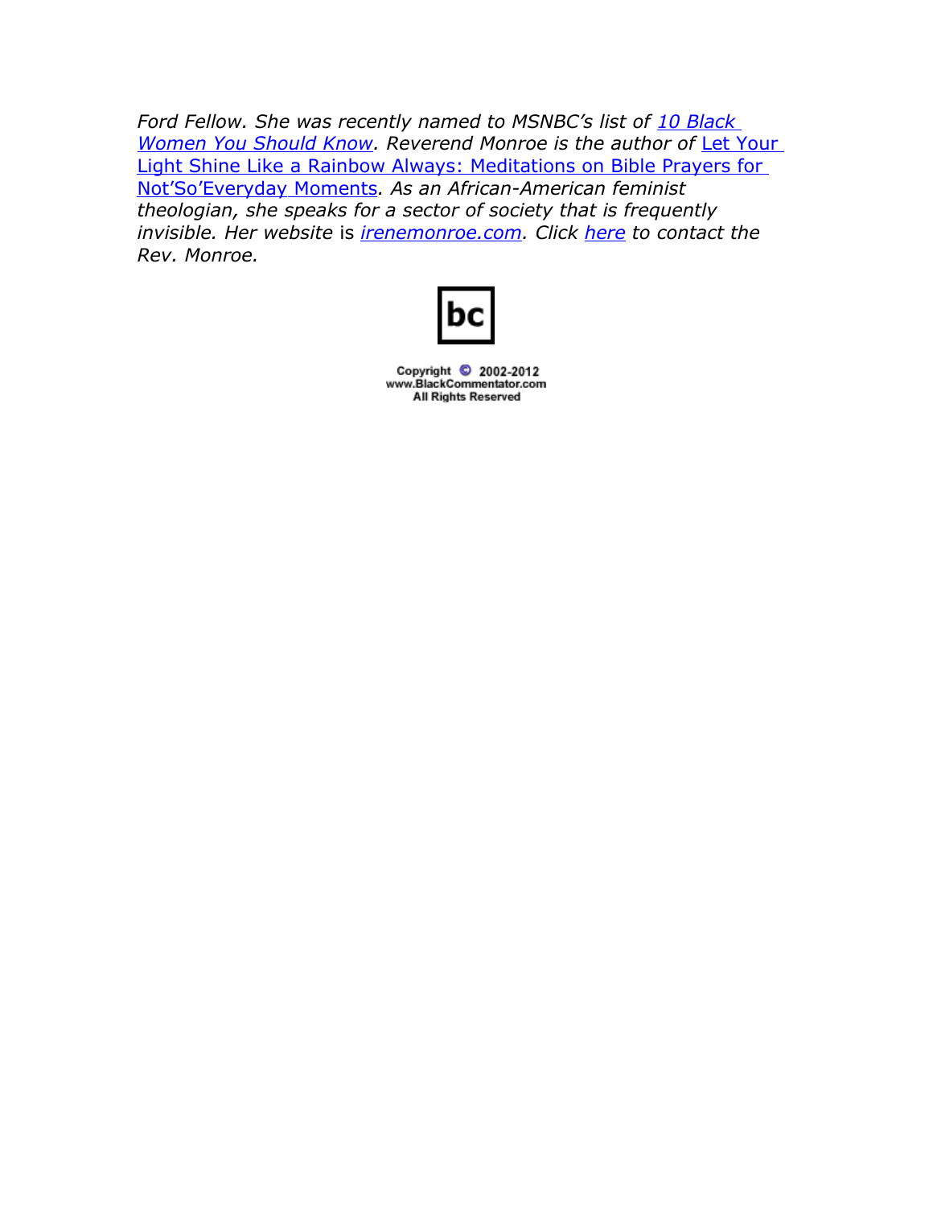*Ford Fellow. She was recently named to MSNBC's list of 10 Black Women You Should Know. Reverend Monroe is the author of* Let Your Light Shine Like a Rainbow Always: Meditations on Bible Prayers for Not'So'Everyday Moments*. As an African-American feminist theologian, she speaks for a sector of society that is frequently invisible. Her website* is *irenemonroe.com. Click here to contact the Rev. Monroe.*

bc

Copyright © 2002-2012
www.BlackCommentator.com
All Rights Reserved